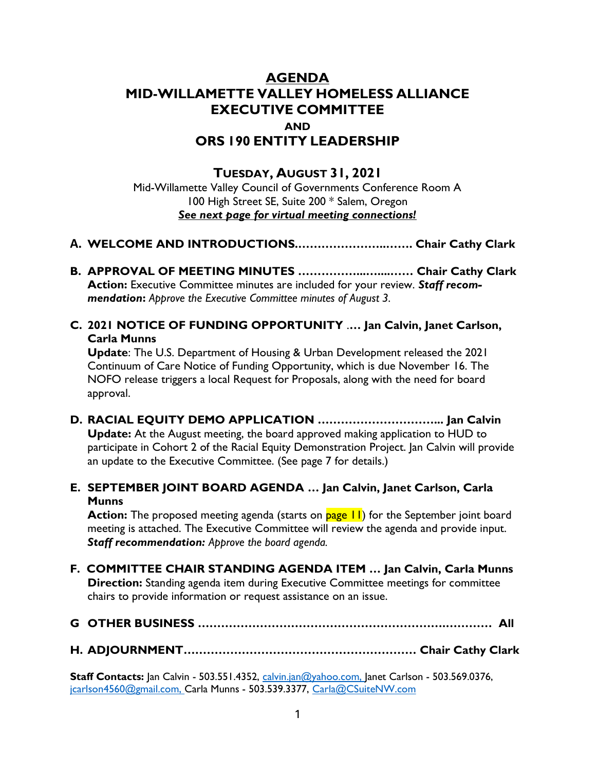# AGENDA

# MID-WILLAMETTE VALLEY HOMELESS ALLIANCE EXECUTIVE COMMITTEE

## AND

# ORS 190 ENTITY LEADERSHIP

## TUESDAY, AUGUST 31, 2021

Mid-Willamette Valley Council of Governments Conference Room A
100 High Street SE, Suite 200 * Salem, Oregon
***See next page for virtual meeting connections!***

**A. WELCOME AND INTRODUCTIONS……………………..……. Chair Cathy Clark**

**B. APPROVAL OF MEETING MINUTES ……………...…....…… Chair Cathy Clark**
**Action:** Executive Committee minutes are included for your review. ***Staff recommendation*****:** *Approve the Executive Committee minutes of August 3.*

**C. 2021 NOTICE OF FUNDING OPPORTUNITY …. Jan Calvin, Janet Carlson, Carla Munns**
**Update**: The U.S. Department of Housing & Urban Development released the 2021 Continuum of Care Notice of Funding Opportunity, which is due November 16. The NOFO release triggers a local Request for Proposals, along with the need for board approval.

**D. RACIAL EQUITY DEMO APPLICATION …………………………... Jan Calvin**
**Update:** At the August meeting, the board approved making application to HUD to participate in Cohort 2 of the Racial Equity Demonstration Project. Jan Calvin will provide an update to the Executive Committee. (See page 7 for details.)

**E. SEPTEMBER JOINT BOARD AGENDA … Jan Calvin, Janet Carlson, Carla Munns**
**Action:** The proposed meeting agenda (starts on page 11) for the September joint board meeting is attached. The Executive Committee will review the agenda and provide input. ***Staff recommendation:*** *Approve the board agenda.*

**F. COMMITTEE CHAIR STANDING AGENDA ITEM … Jan Calvin, Carla Munns**
**Direction:** Standing agenda item during Executive Committee meetings for committee chairs to provide information or request assistance on an issue.

**G OTHER BUSINESS ………………………………………………….………… All**

**H. ADJOURNMENT…………………………………………………… Chair Cathy Clark**

**Staff Contacts:** Jan Calvin - 503.551.4352, calvin.jan@yahoo.com, Janet Carlson - 503.569.0376, jcarlson4560@gmail.com, Carla Munns - 503.539.3377, Carla@CSuiteNW.com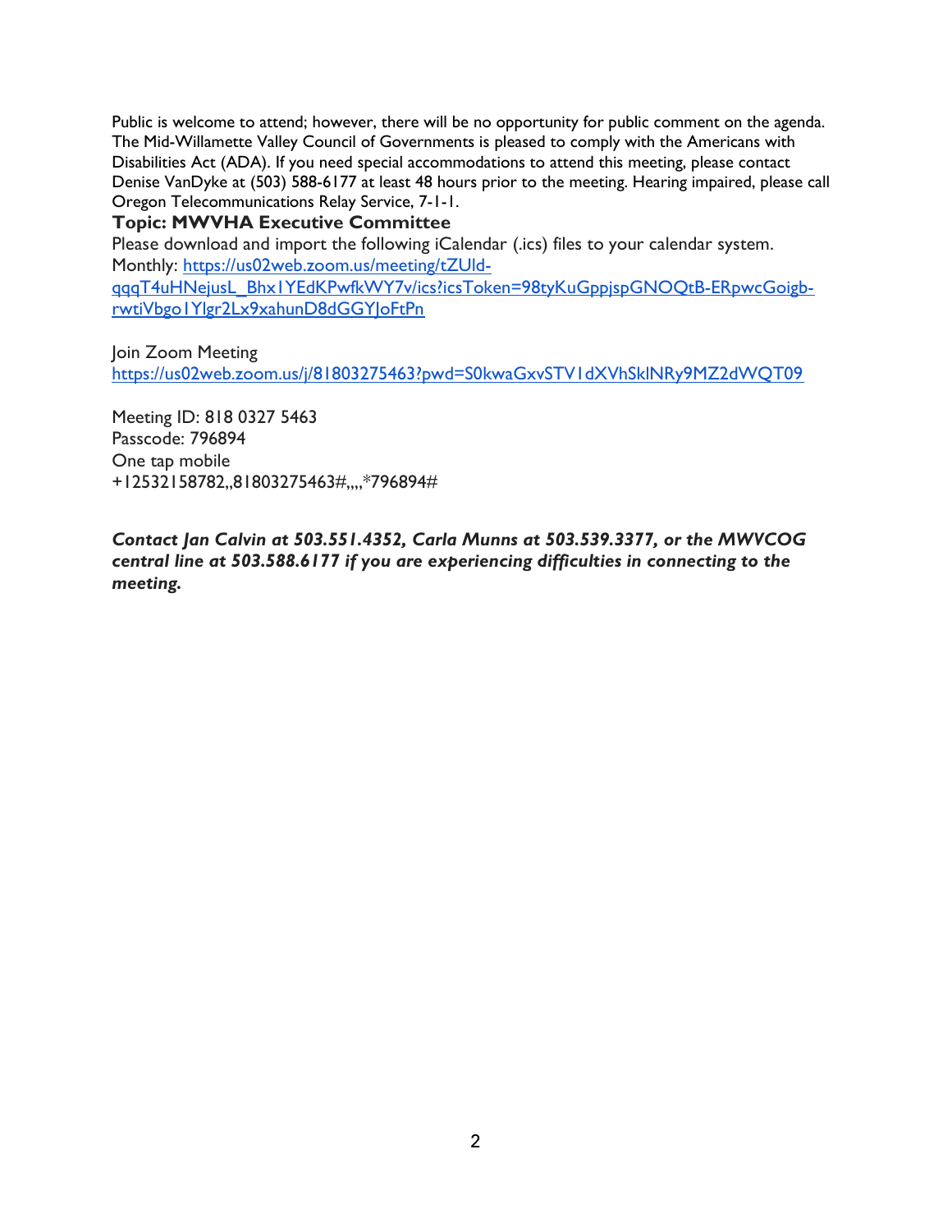Public is welcome to attend; however, there will be no opportunity for public comment on the agenda. The Mid-Willamette Valley Council of Governments is pleased to comply with the Americans with Disabilities Act (ADA). If you need special accommodations to attend this meeting, please contact Denise VanDyke at (503) 588-6177 at least 48 hours prior to the meeting. Hearing impaired, please call Oregon Telecommunications Relay Service, 7-1-1.

**Topic: MWVHA Executive Committee**

Please download and import the following iCalendar (.ics) files to your calendar system.
Monthly: https://us02web.zoom.us/meeting/tZUld-qqqT4uHNejusL_Bhx1YEdKPwfkWY7v/ics?icsToken=98tyKuGppjspGNOQtB-ERpwcGoigb-rwtiVbgo1Ylgr2Lx9xahunD8dGGYJoFtPn

Join Zoom Meeting
https://us02web.zoom.us/j/81803275463?pwd=S0kwaGxvSTV1dXVhSklNRy9MZ2dWQT09

Meeting ID: 818 0327 5463
Passcode: 796894
One tap mobile
+12532158782,,81803275463#,,,,*796894#

***Contact Jan Calvin at 503.551.4352, Carla Munns at 503.539.3377, or the MWVCOG central line at 503.588.6177 if you are experiencing difficulties in connecting to the meeting.***